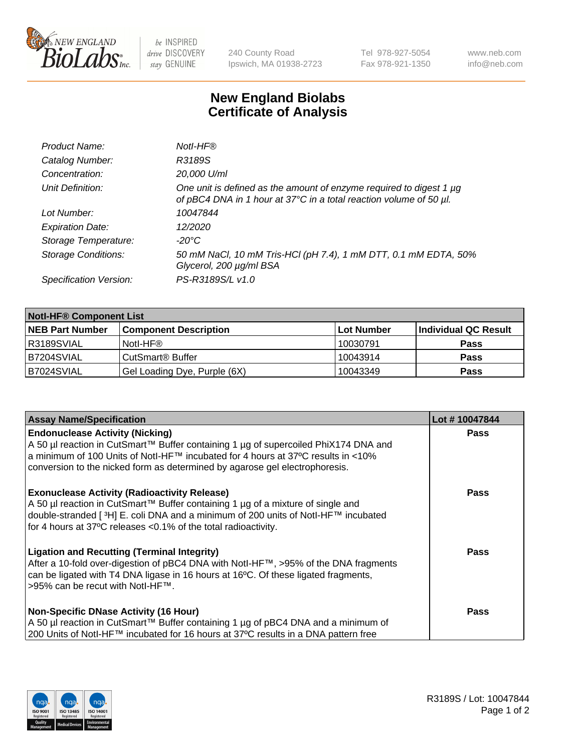240 County Road
Ipswich, MA 01938-2723

Tel 978-927-5054
Fax 978-921-1350

www.neb.com
info@neb.com

# New England Biolabs
# Certificate of Analysis

| | |
|---|---|
| *Product Name:* | *NotI-HF®* |
| *Catalog Number:* | *R3189S* |
| *Concentration:* | *20,000 U/ml* |
| *Unit Definition:* | *One unit is defined as the amount of enzyme required to digest 1 µg of pBC4 DNA in 1 hour at 37°C in a total reaction volume of 50 µl.* |
| *Lot Number:* | *10047844* |
| *Expiration Date:* | *12/2020* |
| *Storage Temperature:* | *-20°C* |
| *Storage Conditions:* | *50 mM NaCl, 10 mM Tris-HCl (pH 7.4), 1 mM DTT, 0.1 mM EDTA, 50% Glycerol, 200 µg/ml BSA* |
| *Specification Version:* | *PS-R3189S/L v1.0* |

| **NotI-HF® Component List** | | | |
|---|---|---|---|
| **NEB Part Number** | **Component Description** | **Lot Number** | **Individual QC Result** |
| R3189SVIAL | NotI-HF® | 10030791 | **Pass** |
| B7204SVIAL | CutSmart® Buffer | 10043914 | **Pass** |
| B7024SVIAL | Gel Loading Dye, Purple (6X) | 10043349 | **Pass** |

| **Assay Name/Specification** | **Lot # 10047844** |
|---|---|
| **Endonuclease Activity (Nicking)**<br>A 50 µl reaction in CutSmart™ Buffer containing 1 µg of supercoiled PhiX174 DNA and a minimum of 100 Units of NotI-HF™ incubated for 4 hours at 37ºC results in <10% conversion to the nicked form as determined by agarose gel electrophoresis. | **Pass** |
| **Exonuclease Activity (Radioactivity Release)**<br>A 50 µl reaction in CutSmart™ Buffer containing 1 µg of a mixture of single and double-stranded [ $^{3}$H] E. coli DNA and a minimum of 200 units of NotI-HF™ incubated for 4 hours at 37ºC releases <0.1% of the total radioactivity. | **Pass** |
| **Ligation and Recutting (Terminal Integrity)**<br>After a 10-fold over-digestion of pBC4 DNA with NotI-HF™, >95% of the DNA fragments can be ligated with T4 DNA ligase in 16 hours at 16ºC. Of these ligated fragments, >95% can be recut with NotI-HF™. | **Pass** |
| **Non-Specific DNase Activity (16 Hour)**<br>A 50 µl reaction in CutSmart™ Buffer containing 1 µg of pBC4 DNA and a minimum of 200 Units of NotI-HF™ incubated for 16 hours at 37ºC results in a DNA pattern free | **Pass** |

R3189S / Lot: 10047844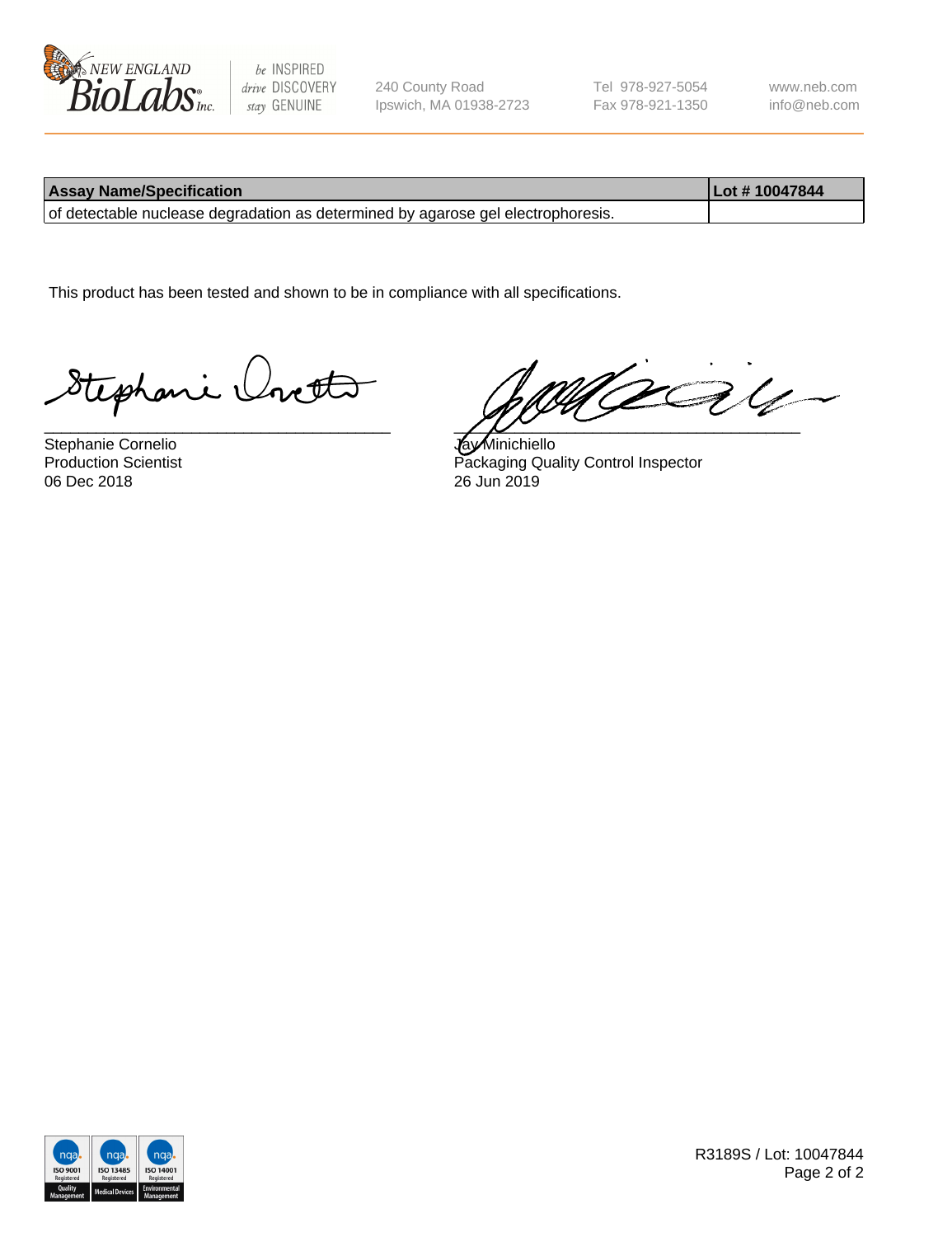| Assay Name/Specification | Lot # 10047844 |
|---|---|
| of detectable nuclease degradation as determined by agarose gel electrophoresis. | |

This product has been tested and shown to be in compliance with all specifications.

Stephanie Cornelio
Production Scientist
06 Dec 2018

Jay Minichiello
Packaging Quality Control Inspector
26 Jun 2019

R3189S / Lot: 10047844